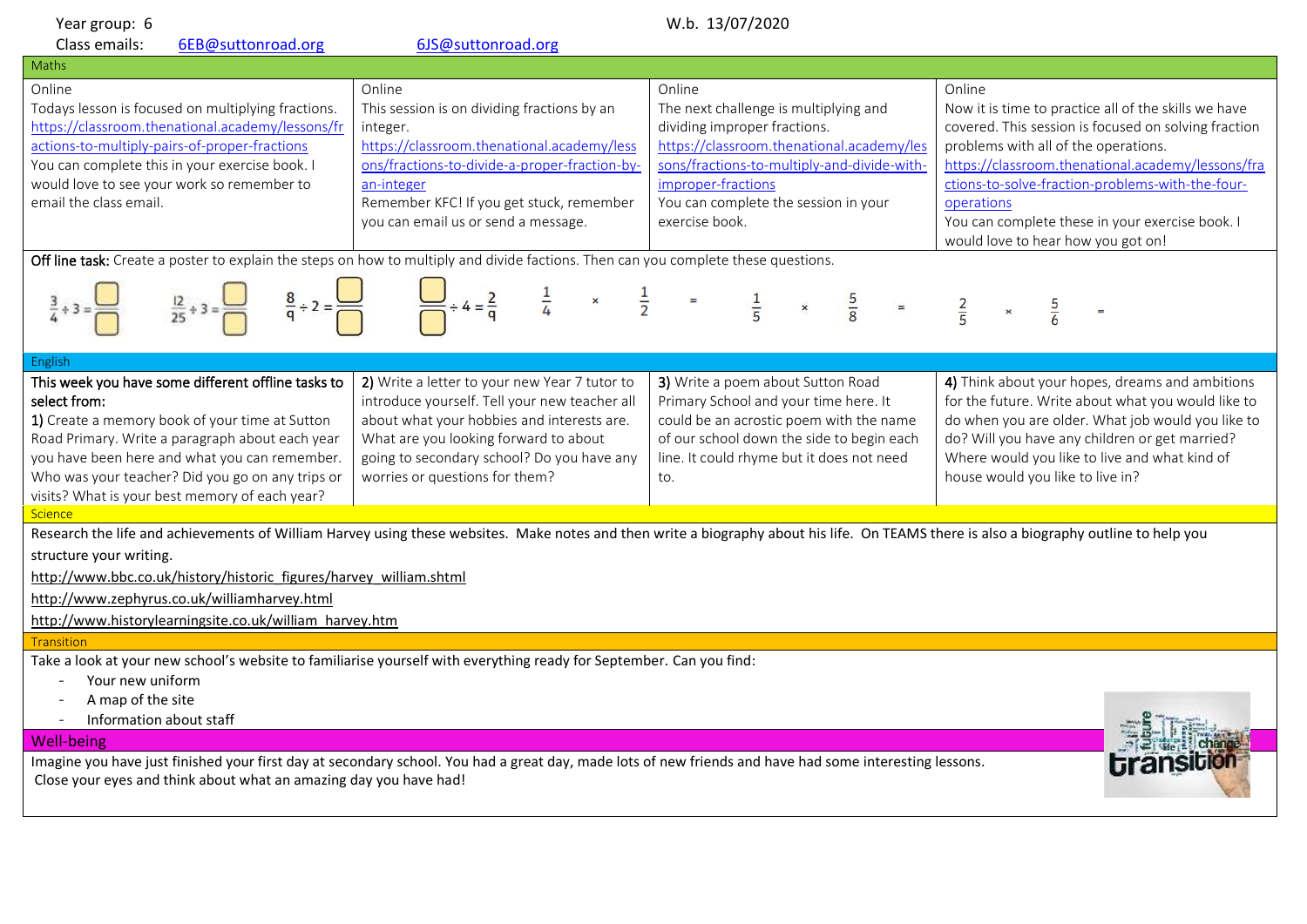Year group: 6 W.b. 13/07/2020

Class emails: 6EB@suttonroad.org 6JS@suttonroad.org

## Maths

| Online | Online | Online | Online |
| --- | --- | --- | --- |
| Todays lesson is focused on multiplying fractions. https://classroom.thenational.academy/lessons/fractions-to-multiply-pairs-of-proper-fractions You can complete this in your exercise book. I would love to see your work so remember to email the class email. | This session is on dividing fractions by an integer. https://classroom.thenational.academy/lessons/fractions-to-divide-a-proper-fraction-by-an-integer Remember KFC! If you get stuck, remember you can email us or send a message. | The next challenge is multiplying and dividing improper fractions. https://classroom.thenational.academy/lessons/fractions-to-multiply-and-divide-with-improper-fractions You can complete the session in your exercise book. | Now it is time to practice all of the skills we have covered. This session is focused on solving fraction problems with all of the operations. https://classroom.thenational.academy/lessons/fractions-to-solve-fraction-problems-with-the-four-operations You can complete these in your exercise book. I would love to hear how you got on! |

**Off line task:** Create a poster to explain the steps on how to multiply and divide factions. Then can you complete these questions.

$\frac{3}{4} \div 3 = \frac{\square}{\square}$ $\frac{12}{25} \div 3 = \frac{\square}{\square}$ $\frac{8}{9} \div 2 = \frac{\square}{\square}$ $\frac{\square}{\square} \div 4 = \frac{2}{9}$ $\frac{1}{4} \times \frac{1}{2} =$ $\frac{1}{5} \times \frac{5}{8} =$ $\frac{2}{5} \times \frac{5}{6} =$

## English

| This week you have some different offline tasks to select from: | | | |
| --- | --- | --- | --- |
| **1)** Create a memory book of your time at Sutton Road Primary. Write a paragraph about each year you have been here and what you can remember. Who was your teacher? Did you go on any trips or visits? What is your best memory of each year? | **2)** Write a letter to your new Year 7 tutor to introduce yourself. Tell your new teacher all about what your hobbies and interests are. What are you looking forward to about going to secondary school? Do you have any worries or questions for them? | **3)** Write a poem about Sutton Road Primary School and your time here. It could be an acrostic poem with the name of our school down the side to begin each line. It could rhyme but it does not need to. | **4)** Think about your hopes, dreams and ambitions for the future. Write about what you would like to do when you are older. What job would you like to do? Will you have any children or get married? Where would you like to live and what kind of house would you like to live in? |

## Science

Research the life and achievements of William Harvey using these websites. Make notes and then write a biography about his life. On TEAMS there is also a biography outline to help you structure your writing.

http://www.bbc.co.uk/history/historic_figures/harvey_william.shtml

http://www.zephyrus.co.uk/williamharvey.html

http://www.historylearningsite.co.uk/william_harvey.htm

## Transition

Take a look at your new school's website to familiarise yourself with everything ready for September. Can you find:

- Your new uniform
- A map of the site
- Information about staff

## Well-being

Imagine you have just finished your first day at secondary school. You had a great day, made lots of new friends and have had some interesting lessons. Close your eyes and think about what an amazing day you have had!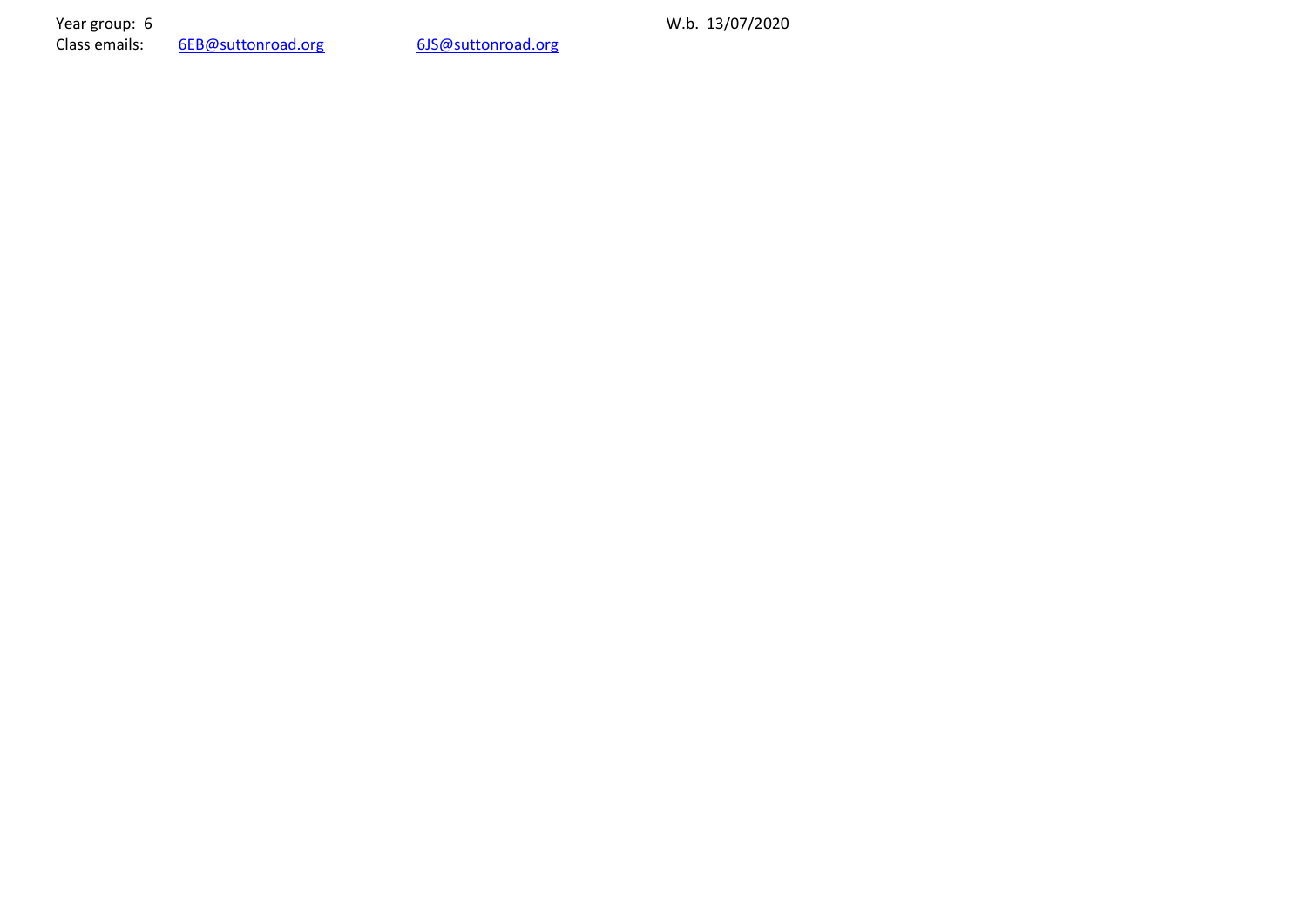Year group: 6 W.b. 13/07/2020

Class emails: 6EB@suttonroad.org 6JS@suttonroad.org